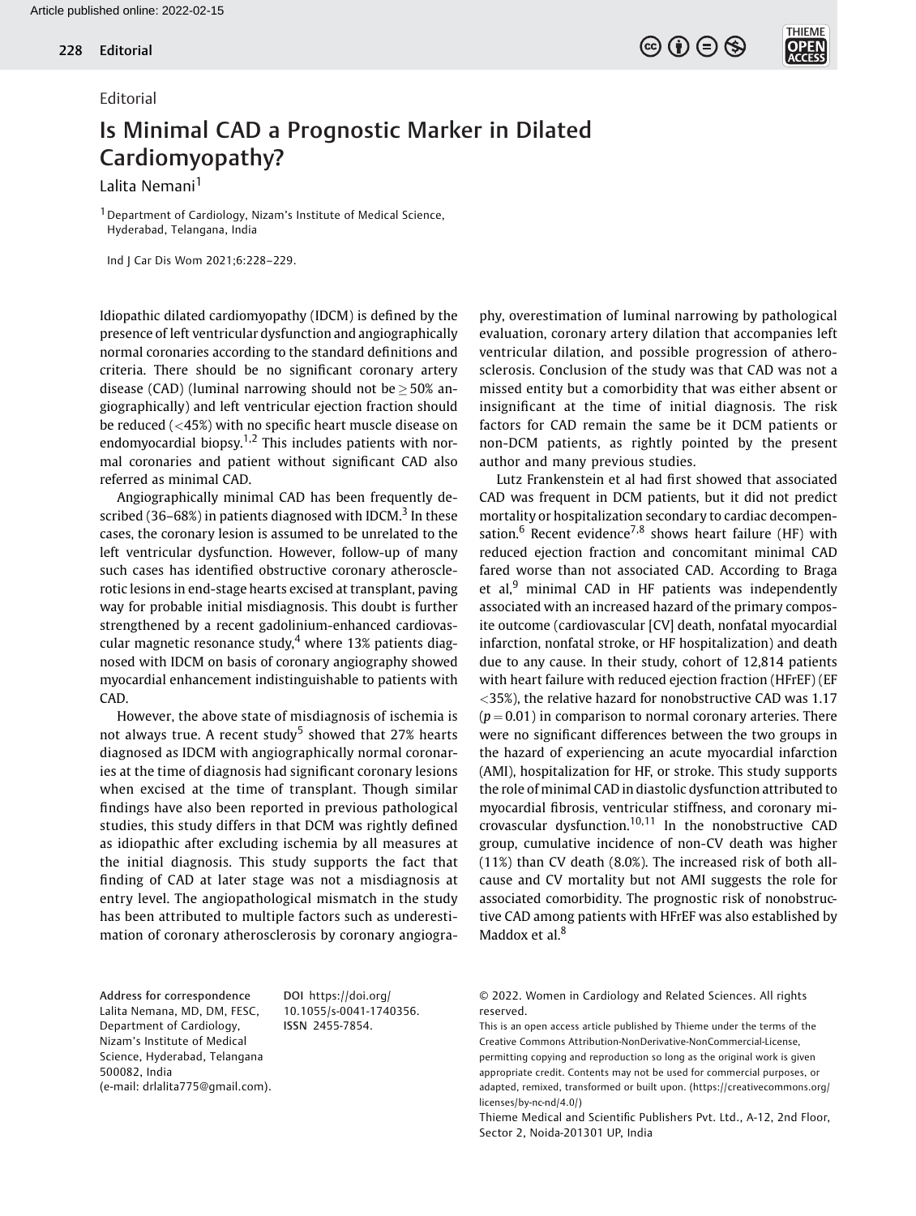Editorial

# Is Minimal CAD a Prognostic Marker in Dilated Cardiomyopathy?

Lalita Nemani[1]

[1] Department of Cardiology, Nizam's Institute of Medical Science, Hyderabad, Telangana, India

Ind J Car Dis Wom 2021;6:228–229.

Idiopathic dilated cardiomyopathy (IDCM) is defined by the presence of left ventricular dysfunction and angiographically normal coronaries according to the standard definitions and criteria. There should be no significant coronary artery disease (CAD) (luminal narrowing should not be ≥50% angiographically) and left ventricular ejection fraction should be reduced (<45%) with no specific heart muscle disease on endomyocardial biopsy.[1,2] This includes patients with normal coronaries and patient without significant CAD also referred as minimal CAD.

Angiographically minimal CAD has been frequently described (36–68%) in patients diagnosed with IDCM.[3] In these cases, the coronary lesion is assumed to be unrelated to the left ventricular dysfunction. However, follow-up of many such cases has identified obstructive coronary atherosclerotic lesions in end-stage hearts excised at transplant, paving way for probable initial misdiagnosis. This doubt is further strengthened by a recent gadolinium-enhanced cardiovascular magnetic resonance study,[4] where 13% patients diagnosed with IDCM on basis of coronary angiography showed myocardial enhancement indistinguishable to patients with CAD.

However, the above state of misdiagnosis of ischemia is not always true. A recent study[5] showed that 27% hearts diagnosed as IDCM with angiographically normal coronaries at the time of diagnosis had significant coronary lesions when excised at the time of transplant. Though similar findings have also been reported in previous pathological studies, this study differs in that DCM was rightly defined as idiopathic after excluding ischemia by all measures at the initial diagnosis. This study supports the fact that finding of CAD at later stage was not a misdiagnosis at entry level. The angiopathological mismatch in the study has been attributed to multiple factors such as underestimation of coronary atherosclerosis by coronary angiography, overestimation of luminal narrowing by pathological evaluation, coronary artery dilation that accompanies left ventricular dilation, and possible progression of atherosclerosis. Conclusion of the study was that CAD was not a missed entity but a comorbidity that was either absent or insignificant at the time of initial diagnosis. The risk factors for CAD remain the same be it DCM patients or non-DCM patients, as rightly pointed by the present author and many previous studies.

Lutz Frankenstein et al had first showed that associated CAD was frequent in DCM patients, but it did not predict mortality or hospitalization secondary to cardiac decompensation.[6] Recent evidence[7,8] shows heart failure (HF) with reduced ejection fraction and concomitant minimal CAD fared worse than not associated CAD. According to Braga et al,[9] minimal CAD in HF patients was independently associated with an increased hazard of the primary composite outcome (cardiovascular [CV] death, nonfatal myocardial infarction, nonfatal stroke, or HF hospitalization) and death due to any cause. In their study, cohort of 12,814 patients with heart failure with reduced ejection fraction (HFrEF) (EF <35%), the relative hazard for nonobstructive CAD was 1.17 ($p = 0.01$) in comparison to normal coronary arteries. There were no significant differences between the two groups in the hazard of experiencing an acute myocardial infarction (AMI), hospitalization for HF, or stroke. This study supports the role of minimal CAD in diastolic dysfunction attributed to myocardial fibrosis, ventricular stiffness, and coronary microvascular dysfunction.[10,11] In the nonobstructive CAD group, cumulative incidence of non-CV death was higher (11%) than CV death (8.0%). The increased risk of both all-cause and CV mortality but not AMI suggests the role for associated comorbidity. The prognostic risk of nonobstructive CAD among patients with HFrEF was also established by Maddox et al.[8]

**Address for correspondence** Lalita Nemana, MD, DM, FESC, Department of Cardiology, Nizam's Institute of Medical Science, Hyderabad, Telangana 500082, India (e-mail: drlalita775@gmail.com).

**DOI** https://doi.org/10.1055/s-0041-1740356.
**ISSN** 2455-7854.

© 2022. Women in Cardiology and Related Sciences. All rights reserved.

This is an open access article published by Thieme under the terms of the Creative Commons Attribution-NonDerivative-NonCommercial-License, permitting copying and reproduction so long as the original work is given appropriate credit. Contents may not be used for commercial purposes, or adapted, remixed, transformed or built upon. (https://creativecommons.org/licenses/by-nc-nd/4.0/)

Thieme Medical and Scientific Publishers Pvt. Ltd., A-12, 2nd Floor, Sector 2, Noida-201301 UP, India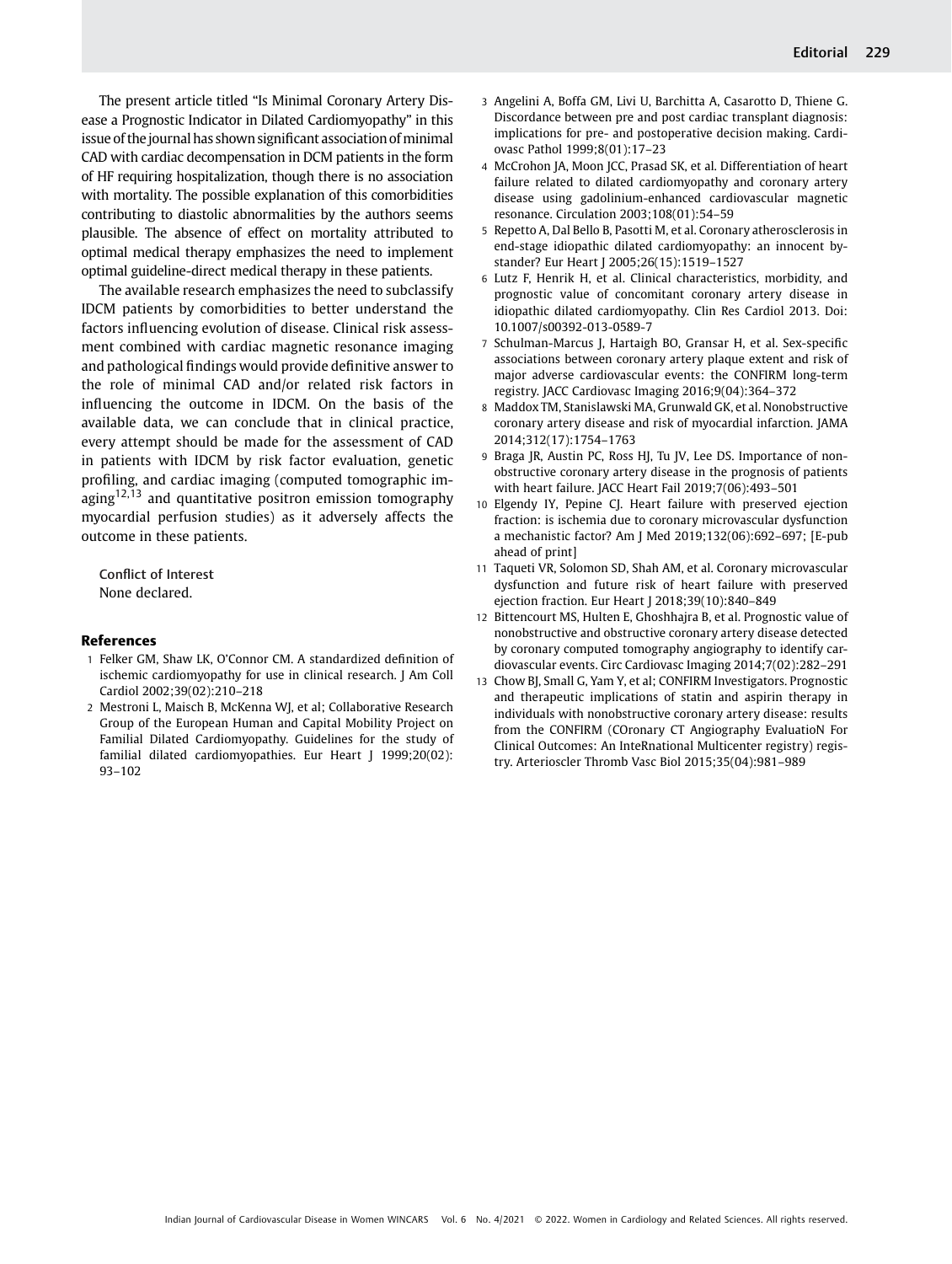The present article titled "Is Minimal Coronary Artery Disease a Prognostic Indicator in Dilated Cardiomyopathy" in this issue of the journal has shown significant association of minimal CAD with cardiac decompensation in DCM patients in the form of HF requiring hospitalization, though there is no association with mortality. The possible explanation of this comorbidities contributing to diastolic abnormalities by the authors seems plausible. The absence of effect on mortality attributed to optimal medical therapy emphasizes the need to implement optimal guideline-direct medical therapy in these patients.

The available research emphasizes the need to subclassify IDCM patients by comorbidities to better understand the factors influencing evolution of disease. Clinical risk assessment combined with cardiac magnetic resonance imaging and pathological findings would provide definitive answer to the role of minimal CAD and/or related risk factors in influencing the outcome in IDCM. On the basis of the available data, we can conclude that in clinical practice, every attempt should be made for the assessment of CAD in patients with IDCM by risk factor evaluation, genetic profiling, and cardiac imaging (computed tomographic imaging[12,13] and quantitative positron emission tomography myocardial perfusion studies) as it adversely affects the outcome in these patients.

Conflict of Interest
None declared.

## References

1. Felker GM, Shaw LK, O'Connor CM. A standardized definition of ischemic cardiomyopathy for use in clinical research. J Am Coll Cardiol 2002;39(02):210–218
2. Mestroni L, Maisch B, McKenna WJ, et al; Collaborative Research Group of the European Human and Capital Mobility Project on Familial Dilated Cardiomyopathy. Guidelines for the study of familial dilated cardiomyopathies. Eur Heart J 1999;20(02): 93–102
3. Angelini A, Boffa GM, Livi U, Barchitta A, Casarotto D, Thiene G. Discordance between pre and post cardiac transplant diagnosis: implications for pre- and postoperative decision making. Cardiovasc Pathol 1999;8(01):17–23
4. McCrohon JA, Moon JCC, Prasad SK, et al. Differentiation of heart failure related to dilated cardiomyopathy and coronary artery disease using gadolinium-enhanced cardiovascular magnetic resonance. Circulation 2003;108(01):54–59
5. Repetto A, Dal Bello B, Pasotti M, et al. Coronary atherosclerosis in end-stage idiopathic dilated cardiomyopathy: an innocent bystander? Eur Heart J 2005;26(15):1519–1527
6. Lutz F, Henrik H, et al. Clinical characteristics, morbidity, and prognostic value of concomitant coronary artery disease in idiopathic dilated cardiomyopathy. Clin Res Cardiol 2013. Doi: 10.1007/s00392-013-0589-7
7. Schulman-Marcus J, Hartaigh BO, Gransar H, et al. Sex-specific associations between coronary artery plaque extent and risk of major adverse cardiovascular events: the CONFIRM long-term registry. JACC Cardiovasc Imaging 2016;9(04):364–372
8. Maddox TM, Stanislawski MA, Grunwald GK, et al. Nonobstructive coronary artery disease and risk of myocardial infarction. JAMA 2014;312(17):1754–1763
9. Braga JR, Austin PC, Ross HJ, Tu JV, Lee DS. Importance of nonobstructive coronary artery disease in the prognosis of patients with heart failure. JACC Heart Fail 2019;7(06):493–501
10. Elgendy IY, Pepine CJ. Heart failure with preserved ejection fraction: is ischemia due to coronary microvascular dysfunction a mechanistic factor? Am J Med 2019;132(06):692–697; [E-pub ahead of print]
11. Taqueti VR, Solomon SD, Shah AM, et al. Coronary microvascular dysfunction and future risk of heart failure with preserved ejection fraction. Eur Heart J 2018;39(10):840–849
12. Bittencourt MS, Hulten E, Ghoshhajra B, et al. Prognostic value of nonobstructive and obstructive coronary artery disease detected by coronary computed tomography angiography to identify cardiovascular events. Circ Cardiovasc Imaging 2014;7(02):282–291
13. Chow BJ, Small G, Yam Y, et al; CONFIRM Investigators. Prognostic and therapeutic implications of statin and aspirin therapy in individuals with nonobstructive coronary artery disease: results from the CONFIRM (COronary CT Angiography EvaluatioN For Clinical Outcomes: An InteRnational Multicenter registry) registry. Arterioscler Thromb Vasc Biol 2015;35(04):981–989